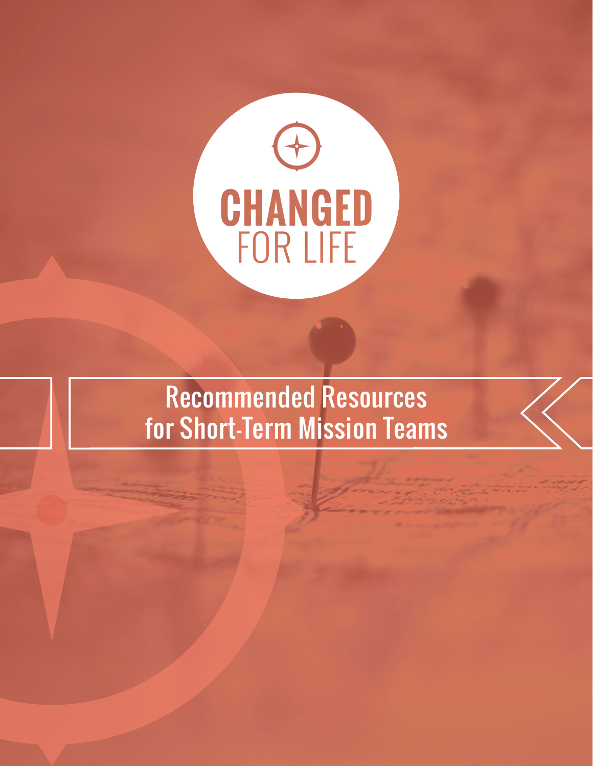# CHANGED FOR LIFE

## Recommended Resources for Short-Term Mission Teams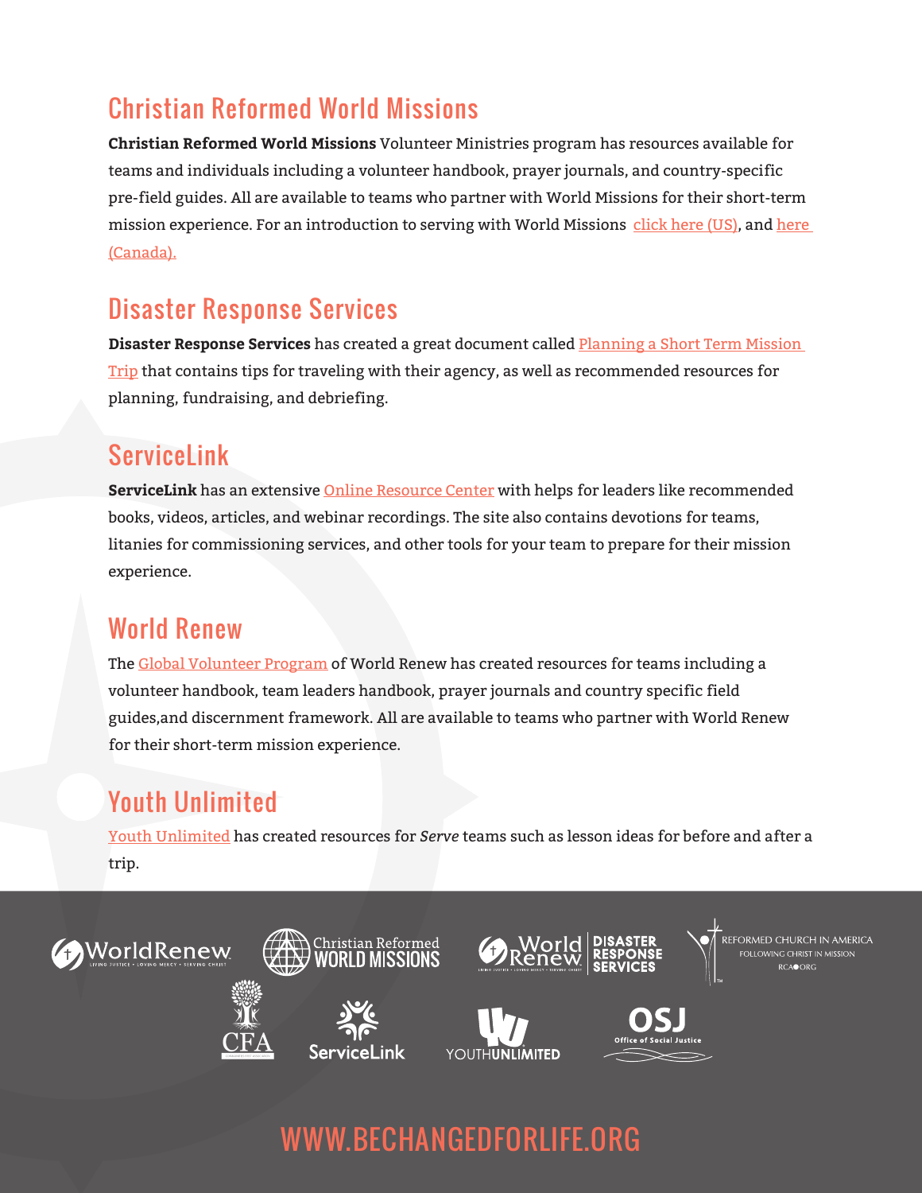## Christian Reformed World Missions

**Christian Reformed World Missions** Volunteer Ministries program has resources available for teams and individuals including a volunteer handbook, prayer journals, and country-specific pre-field guides. All are available to teams who partner with World Missions for their short-term mission experience. For an introduction to serving with World Missions click here (US), and here (Canada).

## Disaster Response Services

**Disaster Response Services** has created a great document called Planning a Short Term Mission Trip that contains tips for traveling with their agency, as well as recommended resources for planning, fundraising, and debriefing.

## ServiceLink

**ServiceLink** has an extensive Online Resource Center with helps for leaders like recommended books, videos, articles, and webinar recordings. The site also contains devotions for teams, litanies for commissioning services, and other tools for your team to prepare for their mission experience.

## World Renew

The Global Volunteer Program of World Renew has created resources for teams including a volunteer handbook, team leaders handbook, prayer journals and country specific field guides,and discernment framework. All are available to teams who partner with World Renew for their short-term mission experience.

## Youth Unlimited

Youth Unlimited has created resources for *Serve* teams such as lesson ideas for before and after a trip.

WorldRenew — Christian Reformed World Missions — World Renew Disaster Response Services — Reformed Church in America, Following Christ in Mission, RCA.ORG — CFA — ServiceLink — Youth Unlimited — OSJ Office of Social Justice

WWW.BECHANGEDFORLIFE.ORG